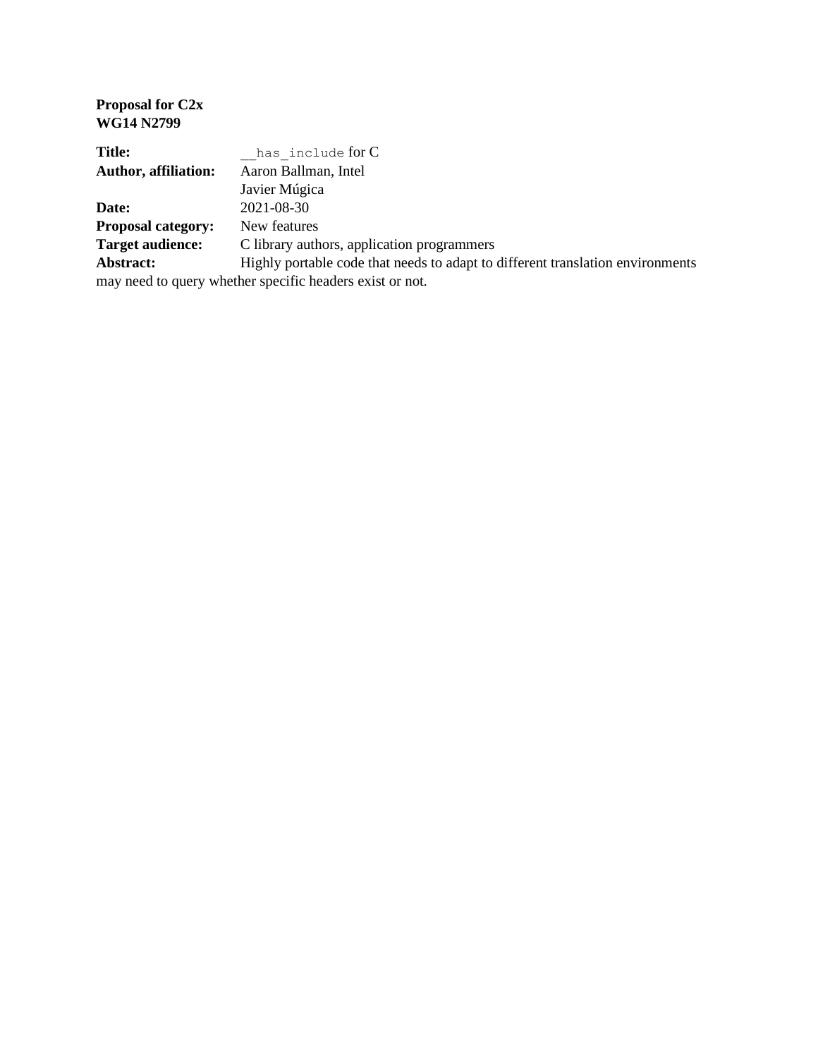**Proposal for C2x**
**WG14 N2799**

**Title:** `__has_include` for C
**Author, affiliation:** Aaron Ballman, Intel
Javier Múgica
**Date:** 2021-08-30
**Proposal category:** New features
**Target audience:** C library authors, application programmers
**Abstract:** Highly portable code that needs to adapt to different translation environments may need to query whether specific headers exist or not.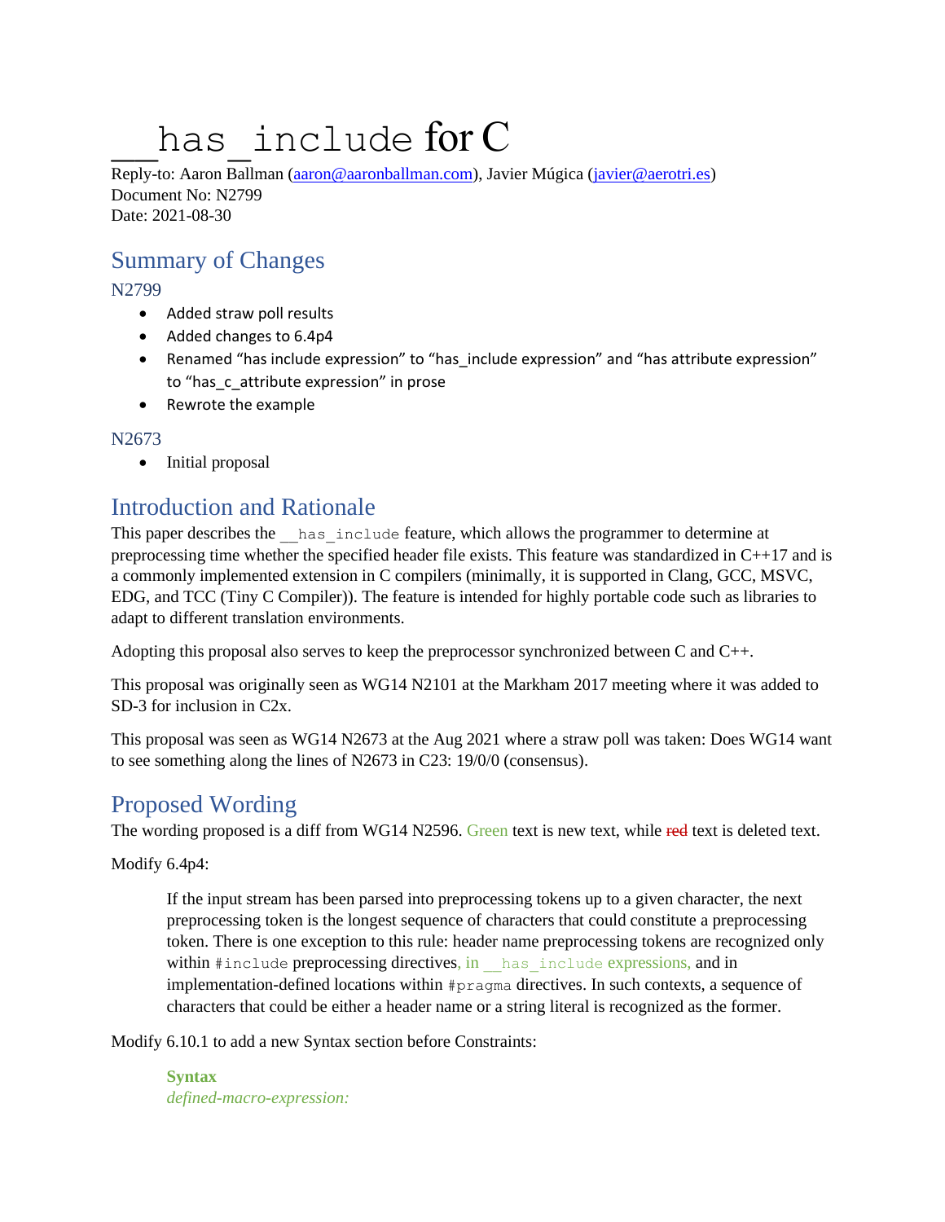# `__has_include` for C

Reply-to: Aaron Ballman (aaron@aaronballman.com), Javier Múgica (javier@aerotri.es)
Document No: N2799
Date: 2021-08-30

## Summary of Changes

### N2799

- Added straw poll results
- Added changes to 6.4p4
- Renamed "has include expression" to "has_include expression" and "has attribute expression" to "has_c_attribute expression" in prose
- Rewrote the example

### N2673

- Initial proposal

## Introduction and Rationale

This paper describes the `__has_include` feature, which allows the programmer to determine at preprocessing time whether the specified header file exists. This feature was standardized in C++17 and is a commonly implemented extension in C compilers (minimally, it is supported in Clang, GCC, MSVC, EDG, and TCC (Tiny C Compiler)). The feature is intended for highly portable code such as libraries to adapt to different translation environments.

Adopting this proposal also serves to keep the preprocessor synchronized between C and C++.

This proposal was originally seen as WG14 N2101 at the Markham 2017 meeting where it was added to SD-3 for inclusion in C2x.

This proposal was seen as WG14 N2673 at the Aug 2021 where a straw poll was taken: Does WG14 want to see something along the lines of N2673 in C23: 19/0/0 (consensus).

## Proposed Wording

The wording proposed is a diff from WG14 N2596. Green text is new text, while ~~red~~ text is deleted text.

Modify 6.4p4:

> If the input stream has been parsed into preprocessing tokens up to a given character, the next preprocessing token is the longest sequence of characters that could constitute a preprocessing token. There is one exception to this rule: header name preprocessing tokens are recognized only within `#include` preprocessing directives, in `__has_include` expressions, and in implementation-defined locations within `#pragma` directives. In such contexts, a sequence of characters that could be either a header name or a string literal is recognized as the former.

Modify 6.10.1 to add a new Syntax section before Constraints:

> **Syntax**
> *defined-macro-expression:*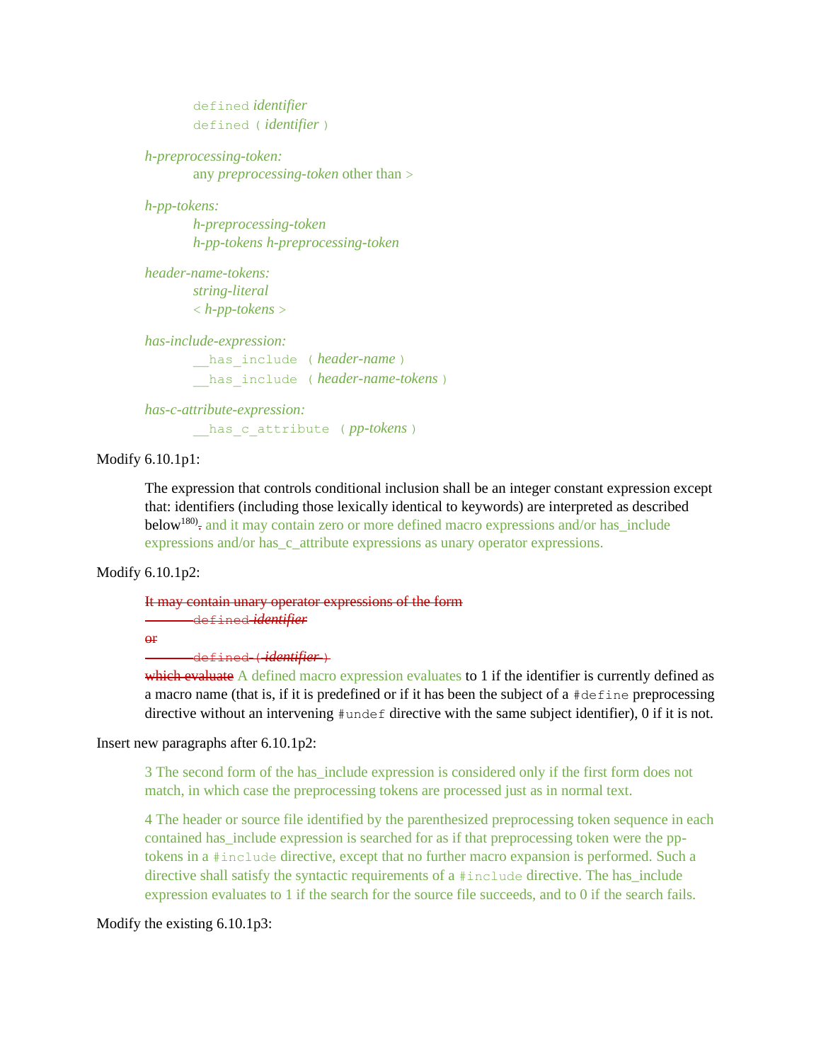`defined` *identifier*
`defined (` *identifier* `)`

*h-preprocessing-token:*
any *preprocessing-token* other than `>`

*h-pp-tokens:*
*h-preprocessing-token*
*h-pp-tokens h-preprocessing-token*

*header-name-tokens:*
*string-literal*
`<` *h-pp-tokens* `>`

*has-include-expression:*
`__has_include (` *header-name* `)`
`__has_include (` *header-name-tokens* `)`

*has-c-attribute-expression:*
`__has_c_attribute (` *pp-tokens* `)`

Modify 6.10.1p1:

> The expression that controls conditional inclusion shall be an integer constant expression except that: identifiers (including those lexically identical to keywords) are interpreted as described below[180]~~.~~ and it may contain zero or more defined macro expressions and/or has_include expressions and/or has_c_attribute expressions as unary operator expressions.

Modify 6.10.1p2:

> ~~It may contain unary operator expressions of the form~~
> ~~`defined` *identifier*~~
> ~~or~~
> ~~`defined (` *identifier* `)`~~
> ~~which evaluate~~ A defined macro expression evaluates to 1 if the identifier is currently defined as a macro name (that is, if it is predefined or if it has been the subject of a `#define` preprocessing directive without an intervening `#undef` directive with the same subject identifier), 0 if it is not.

Insert new paragraphs after 6.10.1p2:

> 3 The second form of the has_include expression is considered only if the first form does not match, in which case the preprocessing tokens are processed just as in normal text.
>
> 4 The header or source file identified by the parenthesized preprocessing token sequence in each contained has_include expression is searched for as if that preprocessing token were the pp-tokens in a `#include` directive, except that no further macro expansion is performed. Such a directive shall satisfy the syntactic requirements of a `#include` directive. The has_include expression evaluates to 1 if the search for the source file succeeds, and to 0 if the search fails.

Modify the existing 6.10.1p3: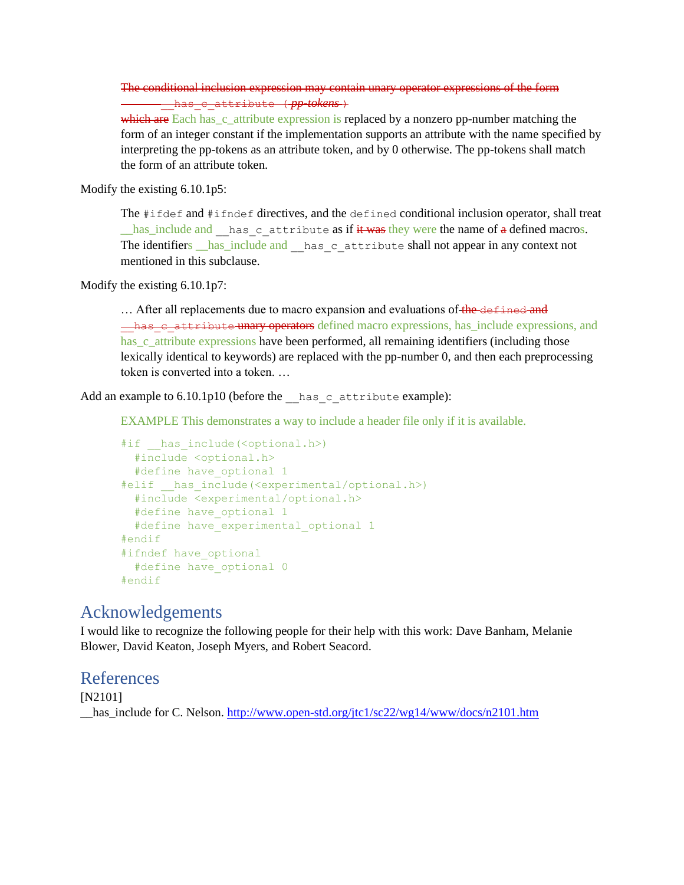~~The conditional inclusion expression may contain unary operator expressions of the form~~

~~`__has_c_attribute ( pp-tokens )`~~

~~which are~~ Each has_c_attribute expression is replaced by a nonzero pp-number matching the form of an integer constant if the implementation supports an attribute with the name specified by interpreting the pp-tokens as an attribute token, and by 0 otherwise. The pp-tokens shall match the form of an attribute token.

Modify the existing 6.10.1p5:

> The `#ifdef` and `#ifndef` directives, and the `defined` conditional inclusion operator, shall treat __has_include and `__has_c_attribute` as if ~~it was~~ they were the name of ~~a~~ defined macros. The identifiers __has_include and `__has_c_attribute` shall not appear in any context not mentioned in this subclause.

Modify the existing 6.10.1p7:

> … After all replacements due to macro expansion and evaluations of ~~the `defined` and `__has_c_attribute` unary operators~~ defined macro expressions, has_include expressions, and has_c_attribute expressions have been performed, all remaining identifiers (including those lexically identical to keywords) are replaced with the pp-number 0, and then each preprocessing token is converted into a token. …

Add an example to 6.10.1p10 (before the `__has_c_attribute` example):

> EXAMPLE This demonstrates a way to include a header file only if it is available.

```
#if __has_include(<optional.h>)
  #include <optional.h>
  #define have_optional 1
#elif __has_include(<experimental/optional.h>)
  #include <experimental/optional.h>
  #define have_optional 1
  #define have_experimental_optional 1
#endif
#ifndef have_optional
  #define have_optional 0
#endif
```

## Acknowledgements

I would like to recognize the following people for their help with this work: Dave Banham, Melanie Blower, David Keaton, Joseph Myers, and Robert Seacord.

## References

[N2101]
__has_include for C. Nelson. http://www.open-std.org/jtc1/sc22/wg14/www/docs/n2101.htm